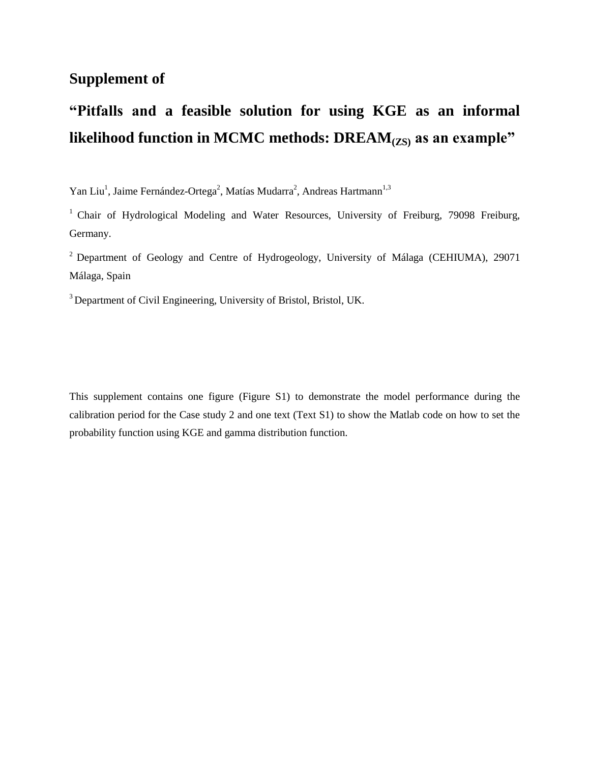# Supplement of

# "Pitfalls and a feasible solution for using KGE as an informal likelihood function in MCMC methods: DREAM$_{(ZS)}$ as an example"

Yan Liu[1], Jaime Fernández-Ortega[2], Matías Mudarra[2], Andreas Hartmann[1,3]

[1] Chair of Hydrological Modeling and Water Resources, University of Freiburg, 79098 Freiburg, Germany.

[2] Department of Geology and Centre of Hydrogeology, University of Málaga (CEHIUMA), 29071 Málaga, Spain

[3] Department of Civil Engineering, University of Bristol, Bristol, UK.

This supplement contains one figure (Figure S1) to demonstrate the model performance during the calibration period for the Case study 2 and one text (Text S1) to show the Matlab code on how to set the probability function using KGE and gamma distribution function.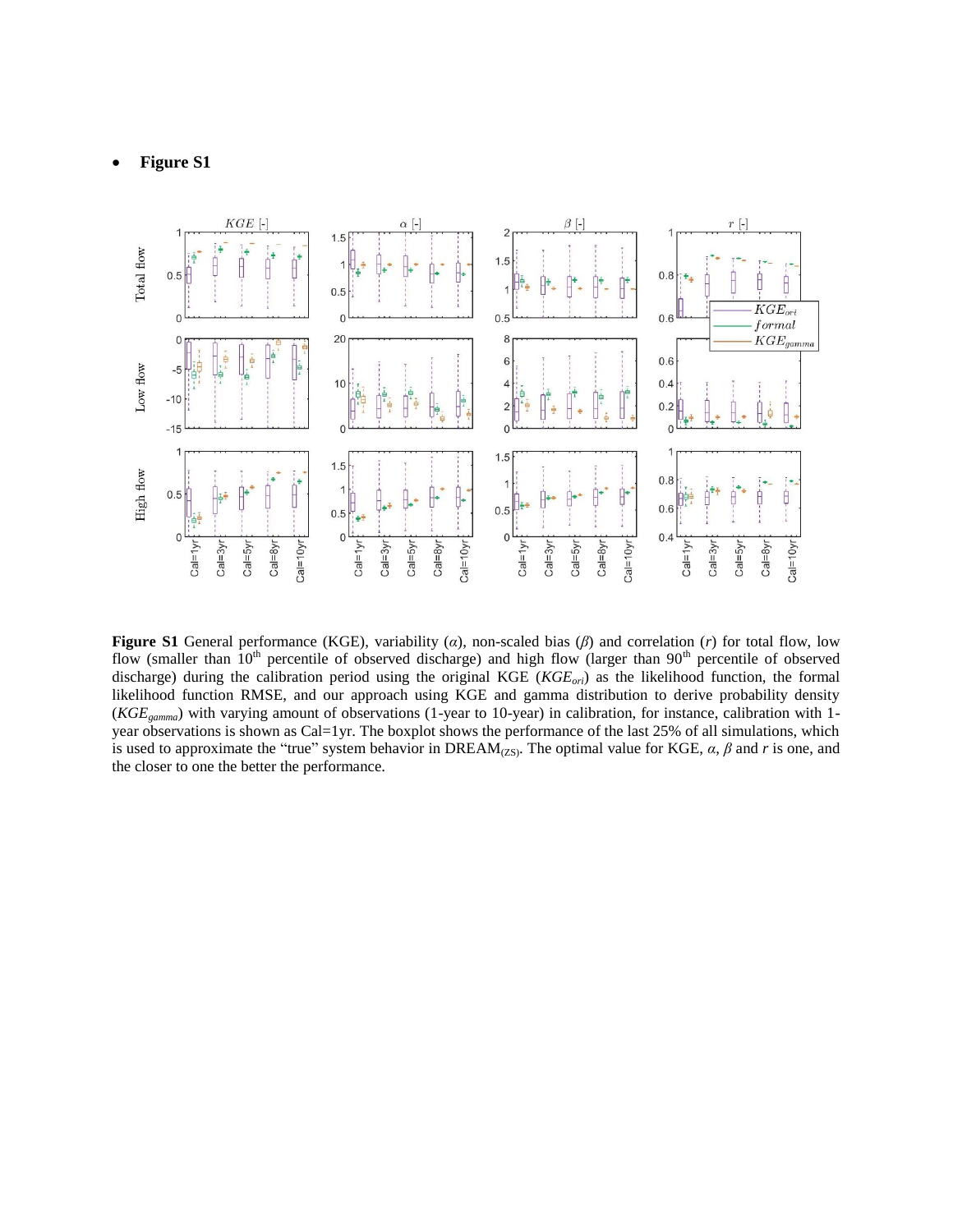- **Figure S1**

**Figure S1** General performance (KGE), variability ($\alpha$), non-scaled bias ($\beta$) and correlation ($r$) for total flow, low flow (smaller than 10[th] percentile of observed discharge) and high flow (larger than 90[th] percentile of observed discharge) during the calibration period using the original KGE ($KGE_{ori}$) as the likelihood function, the formal likelihood function RMSE, and our approach using KGE and gamma distribution to derive probability density ($KGE_{gamma}$) with varying amount of observations (1-year to 10-year) in calibration, for instance, calibration with 1-year observations is shown as Cal=1yr. The boxplot shows the performance of the last 25% of all simulations, which is used to approximate the "true" system behavior in DREAM$_{(ZS)}$. The optimal value for KGE, $\alpha$, $\beta$ and $r$ is one, and the closer to one the better the performance.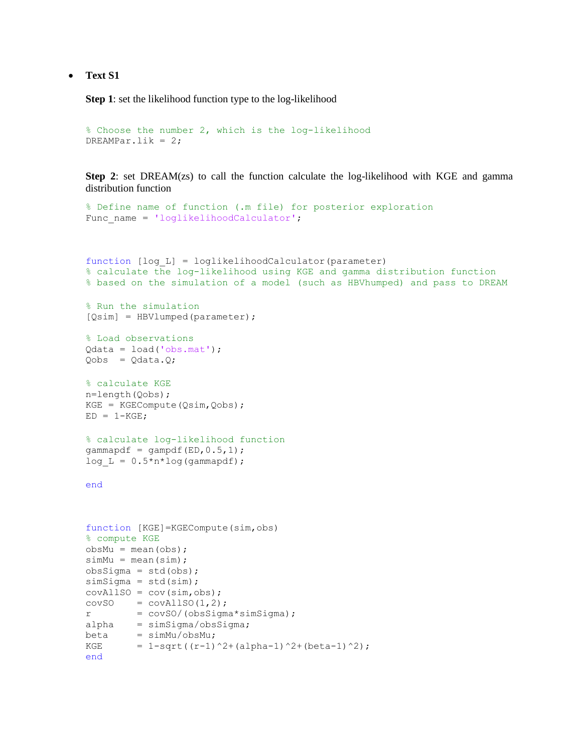- **Text S1**

**Step 1**: set the likelihood function type to the log-likelihood

```
% Choose the number 2, which is the log-likelihood
DREAMPar.lik = 2;
```

**Step 2**: set DREAM(zs) to call the function calculate the log-likelihood with KGE and gamma distribution function

```
% Define name of function (.m file) for posterior exploration
Func_name = 'loglikelihoodCalculator';
```

```
function [log_L] = loglikelihoodCalculator(parameter)
% calculate the log-likelihood using KGE and gamma distribution function
% based on the simulation of a model (such as HBVhumped) and pass to DREAM

% Run the simulation
[Qsim] = HBVlumped(parameter);

% Load observations
Qdata = load('obs.mat');
Qobs  = Qdata.Q;

% calculate KGE
n=length(Qobs);
KGE = KGECompute(Qsim,Qobs);
ED = 1-KGE;

% calculate log-likelihood function
gammapdf = gampdf(ED,0.5,1);
log_L = 0.5*n*log(gammapdf);

end
```

```
function [KGE]=KGECompute(sim,obs)
% compute KGE
obsMu = mean(obs);
simMu = mean(sim);
obsSigma = std(obs);
simSigma = std(sim);
covAllSO = cov(sim,obs);
covSO     = covAllSO(1,2);
r         = covSO/(obsSigma*simSigma);
alpha     = simSigma/obsSigma;
beta      = simMu/obsMu;
KGE       = 1-sqrt((r-1)^2+(alpha-1)^2+(beta-1)^2);
end
```